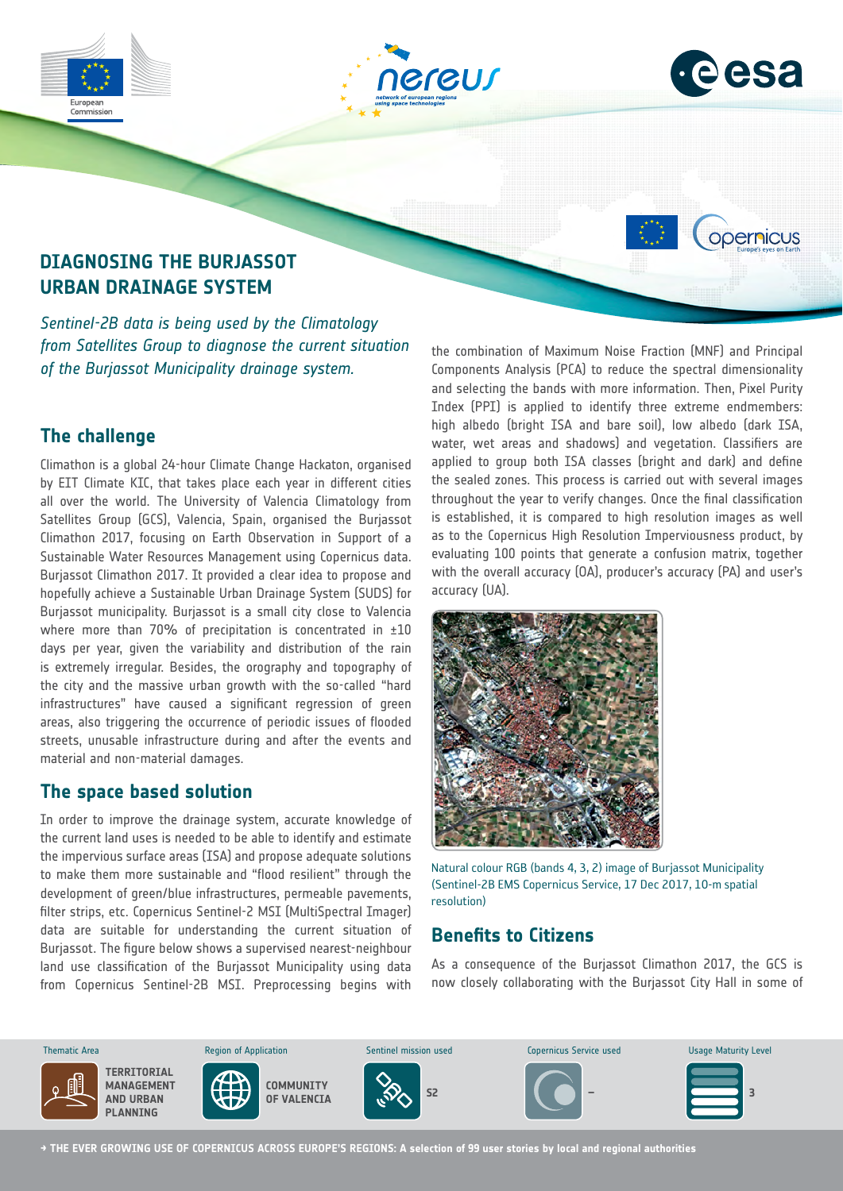# DIAGNOSING THE BURJASSOT URBAN DRAINAGE SYSTEM

*Sentinel-2B data is being used by the Climatology from Satellites Group to diagnose the current situation of the Burjassot Municipality drainage system.*

## The challenge

Climathon is a global 24-hour Climate Change Hackaton, organised by EIT Climate KIC, that takes place each year in different cities all over the world. The University of Valencia Climatology from Satellites Group (GCS), Valencia, Spain, organised the Burjassot Climathon 2017, focusing on Earth Observation in Support of a Sustainable Water Resources Management using Copernicus data. Burjassot Climathon 2017. It provided a clear idea to propose and hopefully achieve a Sustainable Urban Drainage System (SUDS) for Burjassot municipality. Burjassot is a small city close to Valencia where more than 70% of precipitation is concentrated in ±10 days per year, given the variability and distribution of the rain is extremely irregular. Besides, the orography and topography of the city and the massive urban growth with the so-called "hard infrastructures" have caused a significant regression of green areas, also triggering the occurrence of periodic issues of flooded streets, unusable infrastructure during and after the events and material and non-material damages.

## The space based solution

In order to improve the drainage system, accurate knowledge of the current land uses is needed to be able to identify and estimate the impervious surface areas (ISA) and propose adequate solutions to make them more sustainable and "flood resilient" through the development of green/blue infrastructures, permeable pavements, filter strips, etc. Copernicus Sentinel-2 MSI (MultiSpectral Imager) data are suitable for understanding the current situation of Burjassot. The figure below shows a supervised nearest-neighbour land use classification of the Burjassot Municipality using data from Copernicus Sentinel-2B MSI. Preprocessing begins with the combination of Maximum Noise Fraction (MNF) and Principal Components Analysis (PCA) to reduce the spectral dimensionality and selecting the bands with more information. Then, Pixel Purity Index (PPI) is applied to identify three extreme endmembers: high albedo (bright ISA and bare soil), low albedo (dark ISA, water, wet areas and shadows) and vegetation. Classifiers are applied to group both ISA classes (bright and dark) and define the sealed zones. This process is carried out with several images throughout the year to verify changes. Once the final classification is established, it is compared to high resolution images as well as to the Copernicus High Resolution Imperviousness product, by evaluating 100 points that generate a confusion matrix, together with the overall accuracy (OA), producer's accuracy (PA) and user's accuracy (UA).

Natural colour RGB (bands 4, 3, 2) image of Burjassot Municipality (Sentinel-2B EMS Copernicus Service, 17 Dec 2017, 10-m spatial resolution)

## Benefits to Citizens

As a consequence of the Burjassot Climathon 2017, the GCS is now closely collaborating with the Burjassot City Hall in some of

| Thematic Area | Region of Application | Sentinel mission used | Copernicus Service used | Usage Maturity Level |
|---|---|---|---|---|
| TERRITORIAL MANAGEMENT AND URBAN PLANNING | COMMUNITY OF VALENCIA | S2 | – | 3 |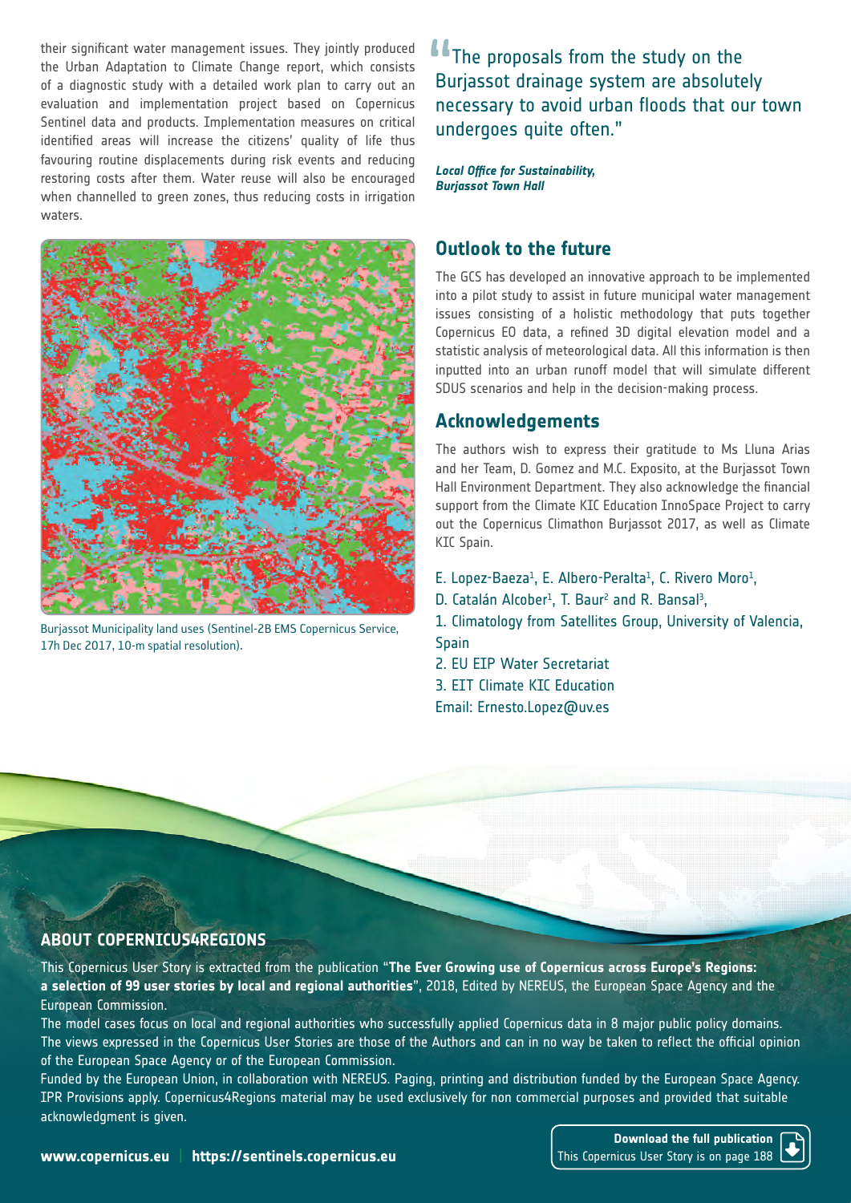their significant water management issues. They jointly produced the Urban Adaptation to Climate Change report, which consists of a diagnostic study with a detailed work plan to carry out an evaluation and implementation project based on Copernicus Sentinel data and products. Implementation measures on critical identified areas will increase the citizens' quality of life thus favouring routine displacements during risk events and reducing restoring costs after them. Water reuse will also be encouraged when channelled to green zones, thus reducing costs in irrigation waters.

Burjassot Municipality land uses (Sentinel-2B EMS Copernicus Service, 17h Dec 2017, 10-m spatial resolution).

> "The proposals from the study on the Burjassot drainage system are absolutely necessary to avoid urban floods that our town undergoes quite often."
>
> ***Local Office for Sustainability, Burjassot Town Hall***

## Outlook to the future

The GCS has developed an innovative approach to be implemented into a pilot study to assist in future municipal water management issues consisting of a holistic methodology that puts together Copernicus EO data, a refined 3D digital elevation model and a statistic analysis of meteorological data. All this information is then inputted into an urban runoff model that will simulate different SDUS scenarios and help in the decision-making process.

## Acknowledgements

The authors wish to express their gratitude to Ms Lluna Arias and her Team, D. Gomez and M.C. Exposito, at the Burjassot Town Hall Environment Department. They also acknowledge the financial support from the Climate KIC Education InnoSpace Project to carry out the Copernicus Climathon Burjassot 2017, as well as Climate KIC Spain.

E. Lopez-Baeza[1], E. Albero-Peralta[1], C. Rivero Moro[1], D. Catalán Alcober[1], T. Baur[2] and R. Bansal[3],

1. Climatology from Satellites Group, University of Valencia, Spain
2. EU EIP Water Secretariat
3. EIT Climate KIC Education

Email: Ernesto.Lopez@uv.es

## ABOUT COPERNICUS4REGIONS

This Copernicus User Story is extracted from the publication "**The Ever Growing use of Copernicus across Europe's Regions: a selection of 99 user stories by local and regional authorities**", 2018, Edited by NEREUS, the European Space Agency and the European Commission.

The model cases focus on local and regional authorities who successfully applied Copernicus data in 8 major public policy domains. The views expressed in the Copernicus User Stories are those of the Authors and can in no way be taken to reflect the official opinion of the European Space Agency or of the European Commission.

Funded by the European Union, in collaboration with NEREUS. Paging, printing and distribution funded by the European Space Agency. IPR Provisions apply. Copernicus4Regions material may be used exclusively for non commercial purposes and provided that suitable acknowledgment is given.

**www.copernicus.eu** | **https://sentinels.copernicus.eu**

**Download the full publication**
This Copernicus User Story is on page 188